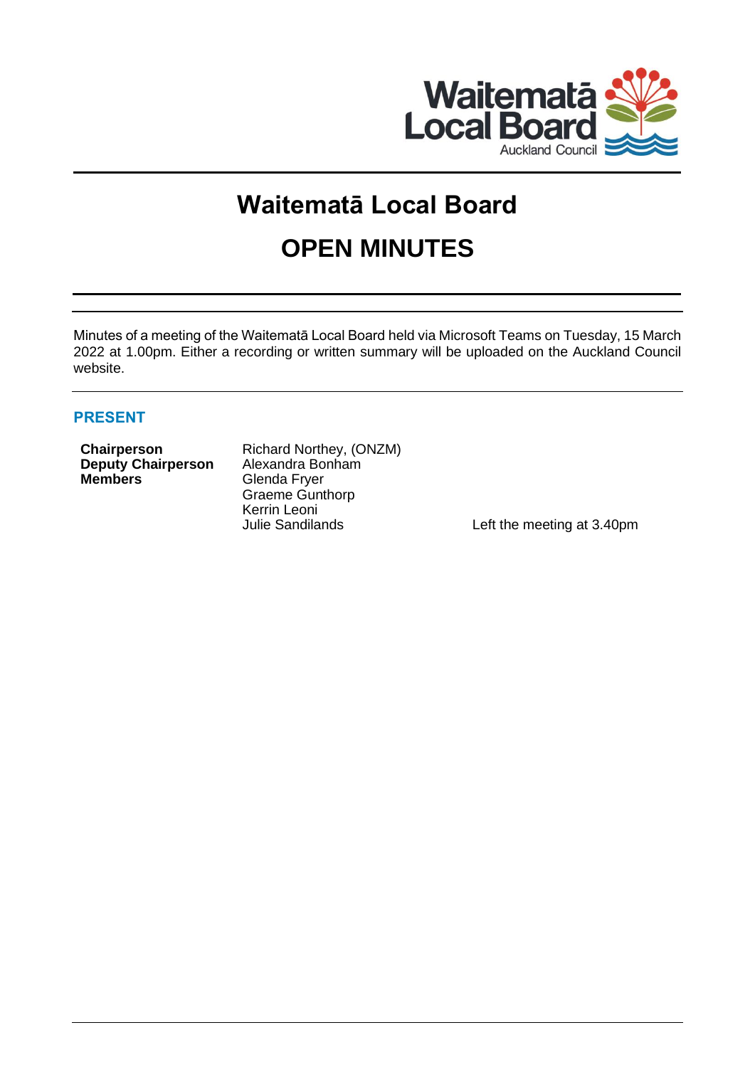# Waitematā Local Board

# OPEN MINUTES

Minutes of a meeting of the Waitematā Local Board held via Microsoft Teams on Tuesday, 15 March 2022 at 1.00pm. Either a recording or written summary will be uploaded on the Auckland Council website.

## PRESENT

| | | |
|---|---|---|
| **Chairperson** | Richard Northey, (ONZM) | |
| **Deputy Chairperson** | Alexandra Bonham | |
| **Members** | Glenda Fryer | |
| | Graeme Gunthorp | |
| | Kerrin Leoni | |
| | Julie Sandilands | Left the meeting at 3.40pm |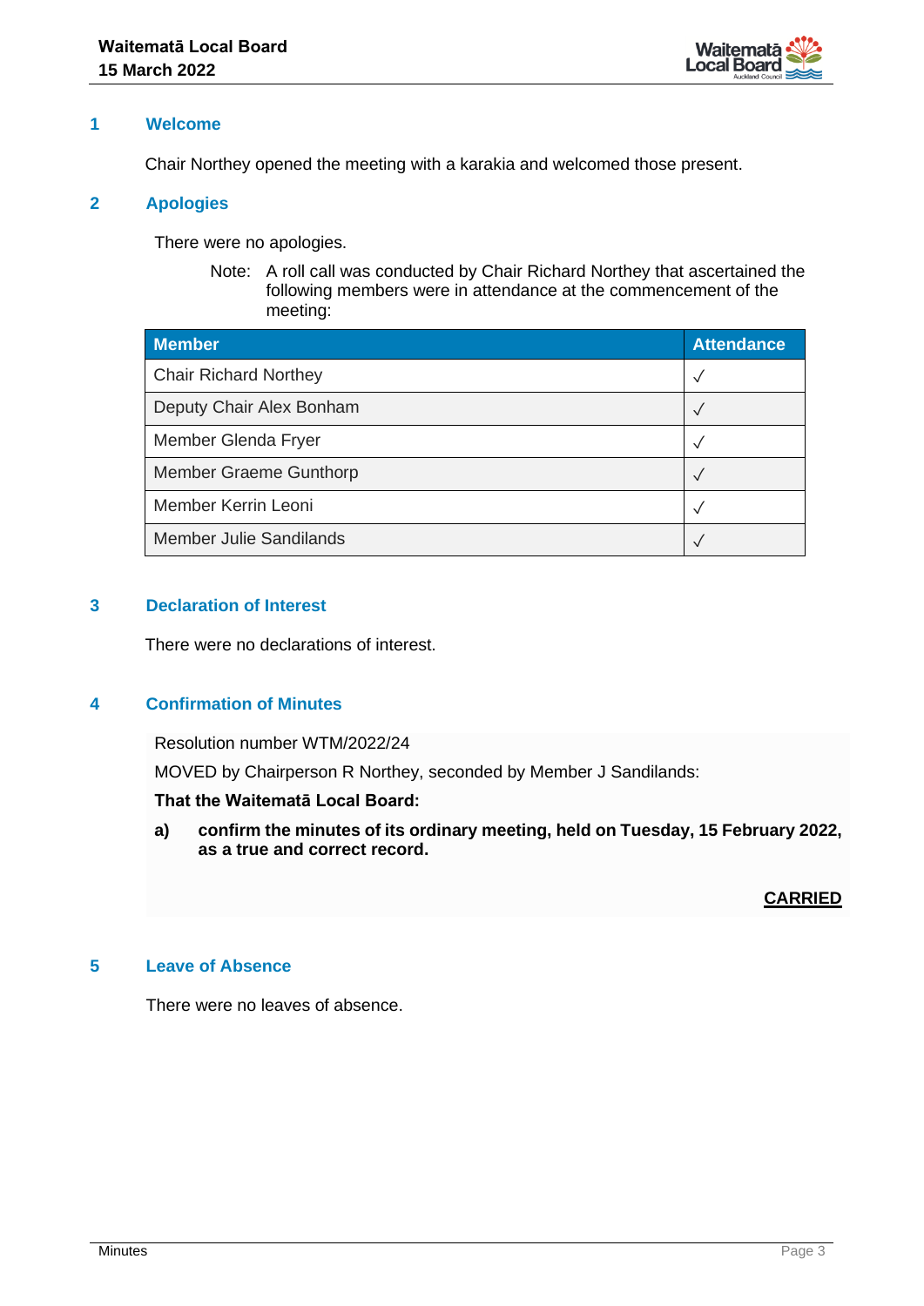## 1 Welcome

Chair Northey opened the meeting with a karakia and welcomed those present.

## 2 Apologies

There were no apologies.

Note: A roll call was conducted by Chair Richard Northey that ascertained the following members were in attendance at the commencement of the meeting:

| Member | Attendance |
|---|---|
| Chair Richard Northey | ✓ |
| Deputy Chair Alex Bonham | ✓ |
| Member Glenda Fryer | ✓ |
| Member Graeme Gunthorp | ✓ |
| Member Kerrin Leoni | ✓ |
| Member Julie Sandilands | ✓ |

## 3 Declaration of Interest

There were no declarations of interest.

## 4 Confirmation of Minutes

Resolution number WTM/2022/24

MOVED by Chairperson R Northey, seconded by Member J Sandilands:

**That the Waitematā Local Board:**

**a) confirm the minutes of its ordinary meeting, held on Tuesday, 15 February 2022, as a true and correct record.**

**CARRIED**

## 5 Leave of Absence

There were no leaves of absence.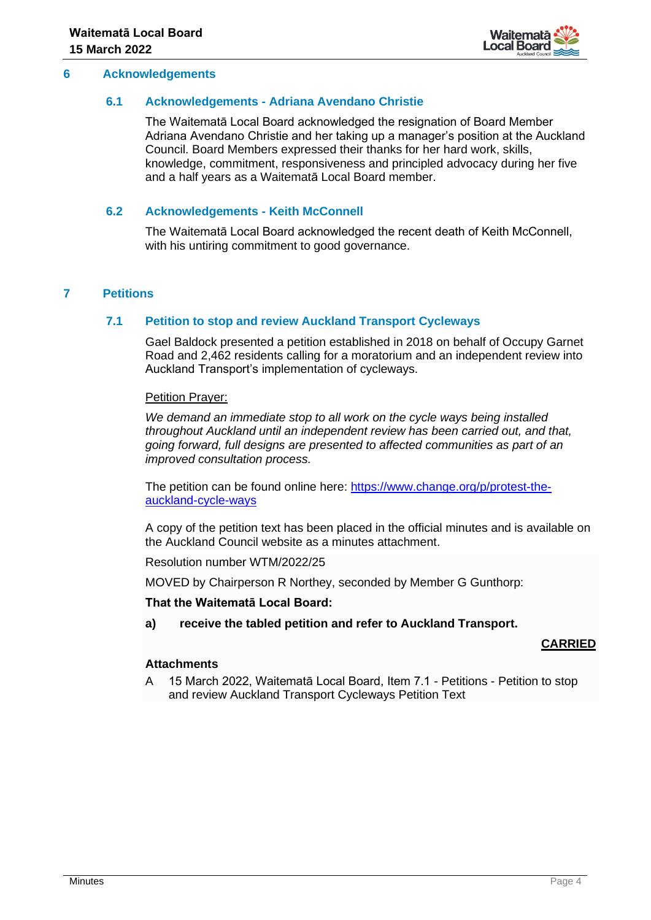## 6 Acknowledgements

### 6.1 Acknowledgements - Adriana Avendano Christie

The Waitematā Local Board acknowledged the resignation of Board Member Adriana Avendano Christie and her taking up a manager's position at the Auckland Council. Board Members expressed their thanks for her hard work, skills, knowledge, commitment, responsiveness and principled advocacy during her five and a half years as a Waitematā Local Board member.

### 6.2 Acknowledgements - Keith McConnell

The Waitematā Local Board acknowledged the recent death of Keith McConnell, with his untiring commitment to good governance.

## 7 Petitions

### 7.1 Petition to stop and review Auckland Transport Cycleways

Gael Baldock presented a petition established in 2018 on behalf of Occupy Garnet Road and 2,462 residents calling for a moratorium and an independent review into Auckland Transport's implementation of cycleways.

Petition Prayer:

*We demand an immediate stop to all work on the cycle ways being installed throughout Auckland until an independent review has been carried out, and that, going forward, full designs are presented to affected communities as part of an improved consultation process.*

The petition can be found online here: [https://www.change.org/p/protest-the-auckland-cycle-ways](https://www.change.org/p/protest-the-auckland-cycle-ways)

A copy of the petition text has been placed in the official minutes and is available on the Auckland Council website as a minutes attachment.

Resolution number WTM/2022/25

MOVED by Chairperson R Northey, seconded by Member G Gunthorp:

**That the Waitematā Local Board:**

**a) receive the tabled petition and refer to Auckland Transport.**

**CARRIED**

**Attachments**

A 15 March 2022, Waitematā Local Board, Item 7.1 - Petitions - Petition to stop and review Auckland Transport Cycleways Petition Text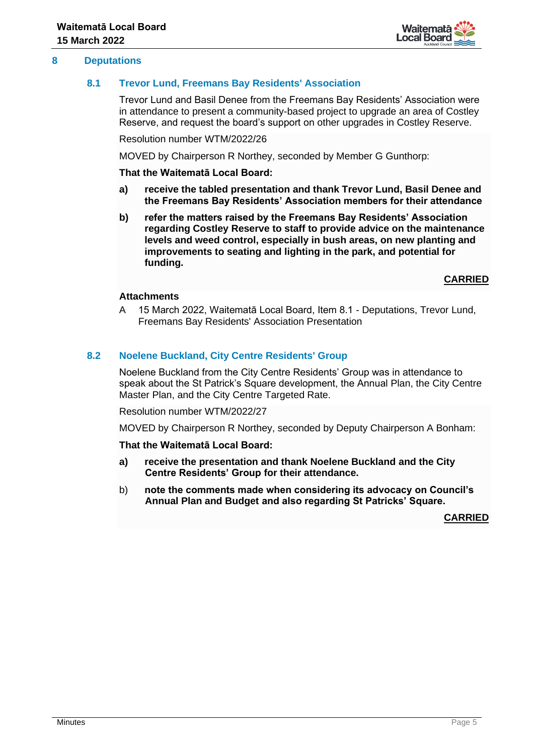## 8 Deputations

### 8.1 Trevor Lund, Freemans Bay Residents' Association

Trevor Lund and Basil Denee from the Freemans Bay Residents' Association were in attendance to present a community-based project to upgrade an area of Costley Reserve, and request the board's support on other upgrades in Costley Reserve.

Resolution number WTM/2022/26

MOVED by Chairperson R Northey, seconded by Member G Gunthorp:

**That the Waitematā Local Board:**

**a) receive the tabled presentation and thank Trevor Lund, Basil Denee and the Freemans Bay Residents' Association members for their attendance**

**b) refer the matters raised by the Freemans Bay Residents' Association regarding Costley Reserve to staff to provide advice on the maintenance levels and weed control, especially in bush areas, on new planting and improvements to seating and lighting in the park, and potential for funding.**

**CARRIED**

**Attachments**

A 15 March 2022, Waitematā Local Board, Item 8.1 - Deputations, Trevor Lund, Freemans Bay Residents' Association Presentation

### 8.2 Noelene Buckland, City Centre Residents' Group

Noelene Buckland from the City Centre Residents' Group was in attendance to speak about the St Patrick's Square development, the Annual Plan, the City Centre Master Plan, and the City Centre Targeted Rate.

Resolution number WTM/2022/27

MOVED by Chairperson R Northey, seconded by Deputy Chairperson A Bonham:

**That the Waitematā Local Board:**

**a) receive the presentation and thank Noelene Buckland and the City Centre Residents' Group for their attendance.**

b) **note the comments made when considering its advocacy on Council's Annual Plan and Budget and also regarding St Patricks' Square.**

**CARRIED**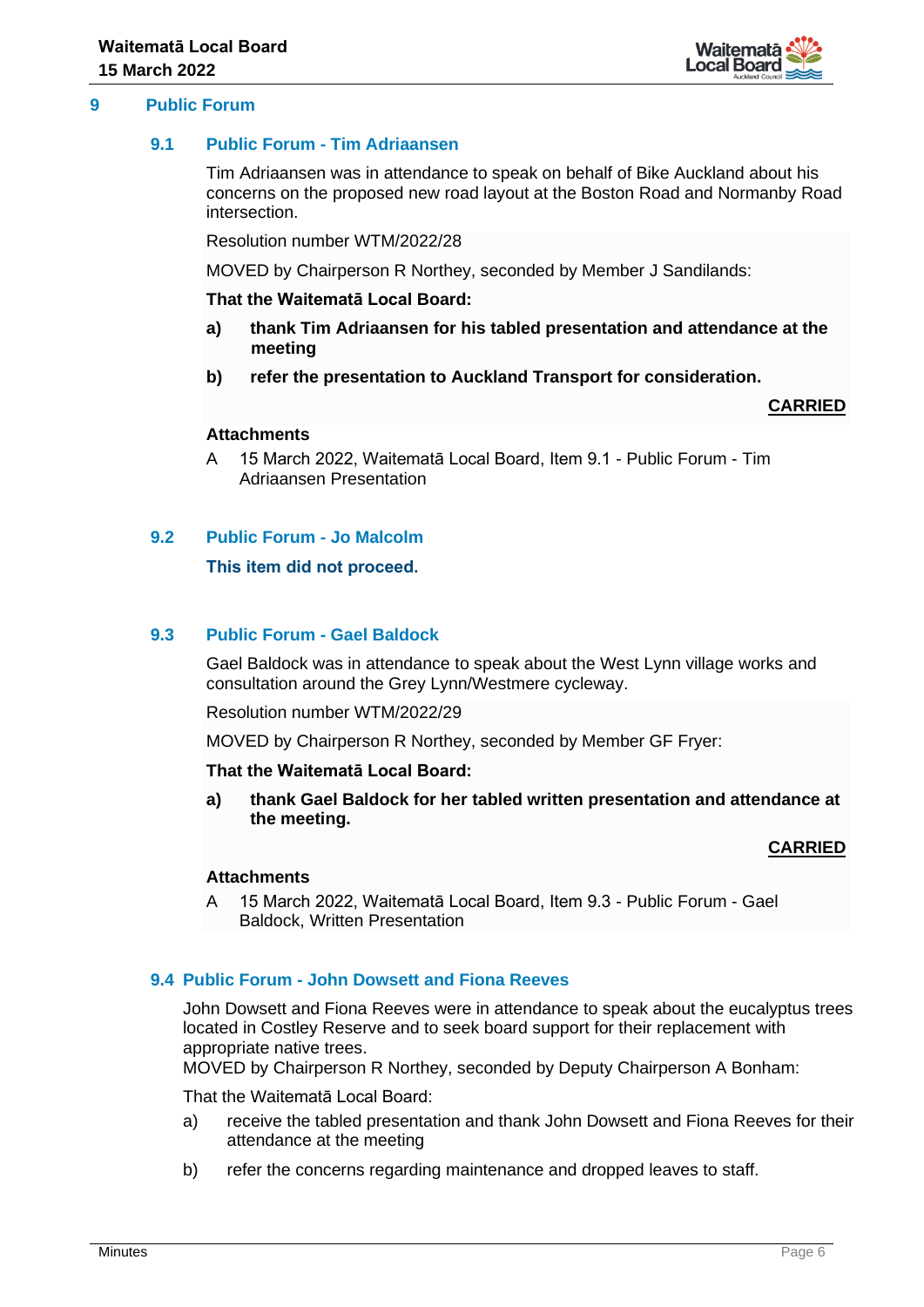## 9 Public Forum

### 9.1 Public Forum - Tim Adriaansen

Tim Adriaansen was in attendance to speak on behalf of Bike Auckland about his concerns on the proposed new road layout at the Boston Road and Normanby Road intersection.

Resolution number WTM/2022/28

MOVED by Chairperson R Northey, seconded by Member J Sandilands:

**That the Waitematā Local Board:**

**a) thank Tim Adriaansen for his tabled presentation and attendance at the meeting**

**b) refer the presentation to Auckland Transport for consideration.**

**CARRIED**

**Attachments**

A 15 March 2022, Waitematā Local Board, Item 9.1 - Public Forum - Tim Adriaansen Presentation

### 9.2 Public Forum - Jo Malcolm

**This item did not proceed.**

### 9.3 Public Forum - Gael Baldock

Gael Baldock was in attendance to speak about the West Lynn village works and consultation around the Grey Lynn/Westmere cycleway.

Resolution number WTM/2022/29

MOVED by Chairperson R Northey, seconded by Member GF Fryer:

**That the Waitematā Local Board:**

**a) thank Gael Baldock for her tabled written presentation and attendance at the meeting.**

**CARRIED**

**Attachments**

A 15 March 2022, Waitematā Local Board, Item 9.3 - Public Forum - Gael Baldock, Written Presentation

### 9.4 Public Forum - John Dowsett and Fiona Reeves

John Dowsett and Fiona Reeves were in attendance to speak about the eucalyptus trees located in Costley Reserve and to seek board support for their replacement with appropriate native trees.

MOVED by Chairperson R Northey, seconded by Deputy Chairperson A Bonham:

That the Waitematā Local Board:

a) receive the tabled presentation and thank John Dowsett and Fiona Reeves for their attendance at the meeting

b) refer the concerns regarding maintenance and dropped leaves to staff.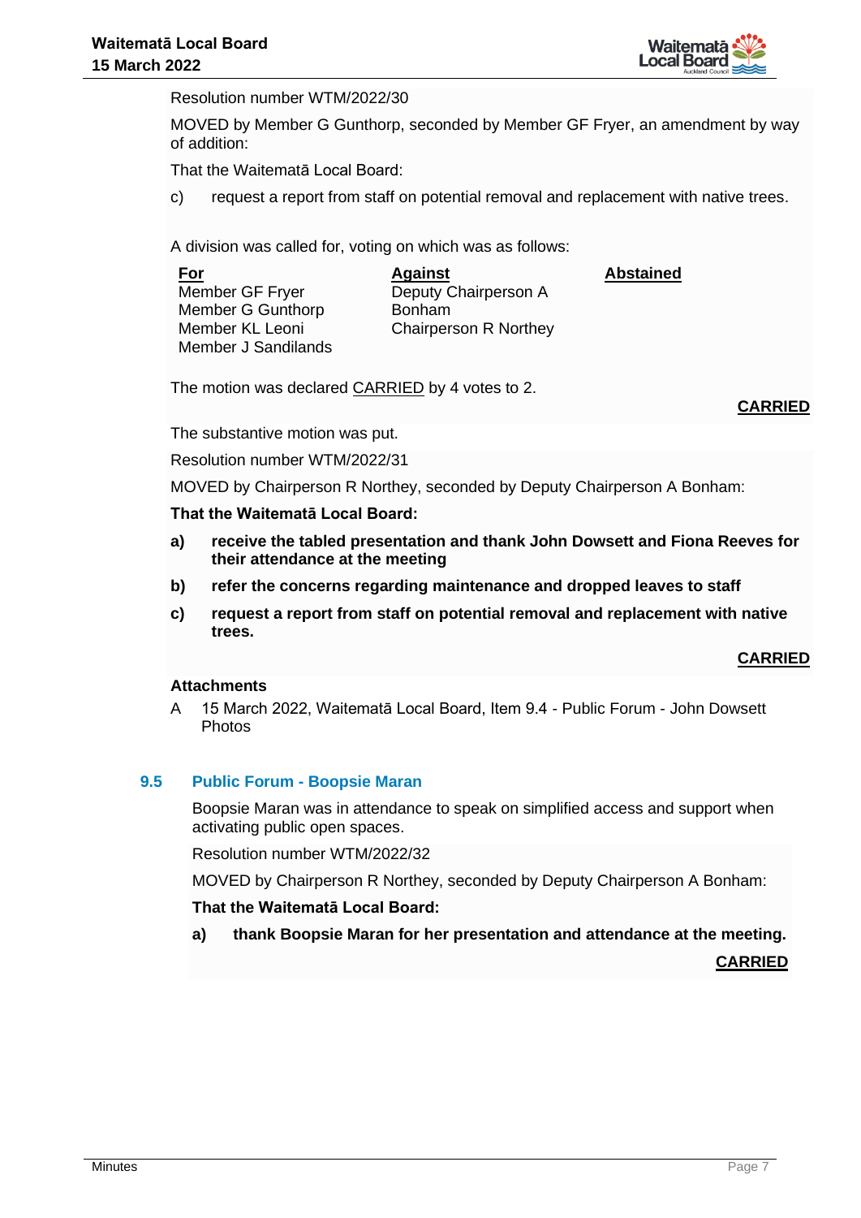Resolution number WTM/2022/30

MOVED by Member G Gunthorp, seconded by Member GF Fryer, an amendment by way of addition:

That the Waitematā Local Board:

c) request a report from staff on potential removal and replacement with native trees.

A division was called for, voting on which was as follows:

| **For** | **Against** | **Abstained** |
|---|---|---|
| Member GF Fryer | Deputy Chairperson A Bonham | |
| Member G Gunthorp | Chairperson R Northey | |
| Member KL Leoni | | |
| Member J Sandilands | | |

The motion was declared CARRIED by 4 votes to 2.

**CARRIED**

The substantive motion was put.

Resolution number WTM/2022/31

MOVED by Chairperson R Northey, seconded by Deputy Chairperson A Bonham:

**That the Waitematā Local Board:**

**a) receive the tabled presentation and thank John Dowsett and Fiona Reeves for their attendance at the meeting**

**b) refer the concerns regarding maintenance and dropped leaves to staff**

**c) request a report from staff on potential removal and replacement with native trees.**

**CARRIED**

**Attachments**

A 15 March 2022, Waitematā Local Board, Item 9.4 - Public Forum - John Dowsett Photos

### 9.5 Public Forum - Boopsie Maran

Boopsie Maran was in attendance to speak on simplified access and support when activating public open spaces.

Resolution number WTM/2022/32

MOVED by Chairperson R Northey, seconded by Deputy Chairperson A Bonham:

**That the Waitematā Local Board:**

**a) thank Boopsie Maran for her presentation and attendance at the meeting.**

**CARRIED**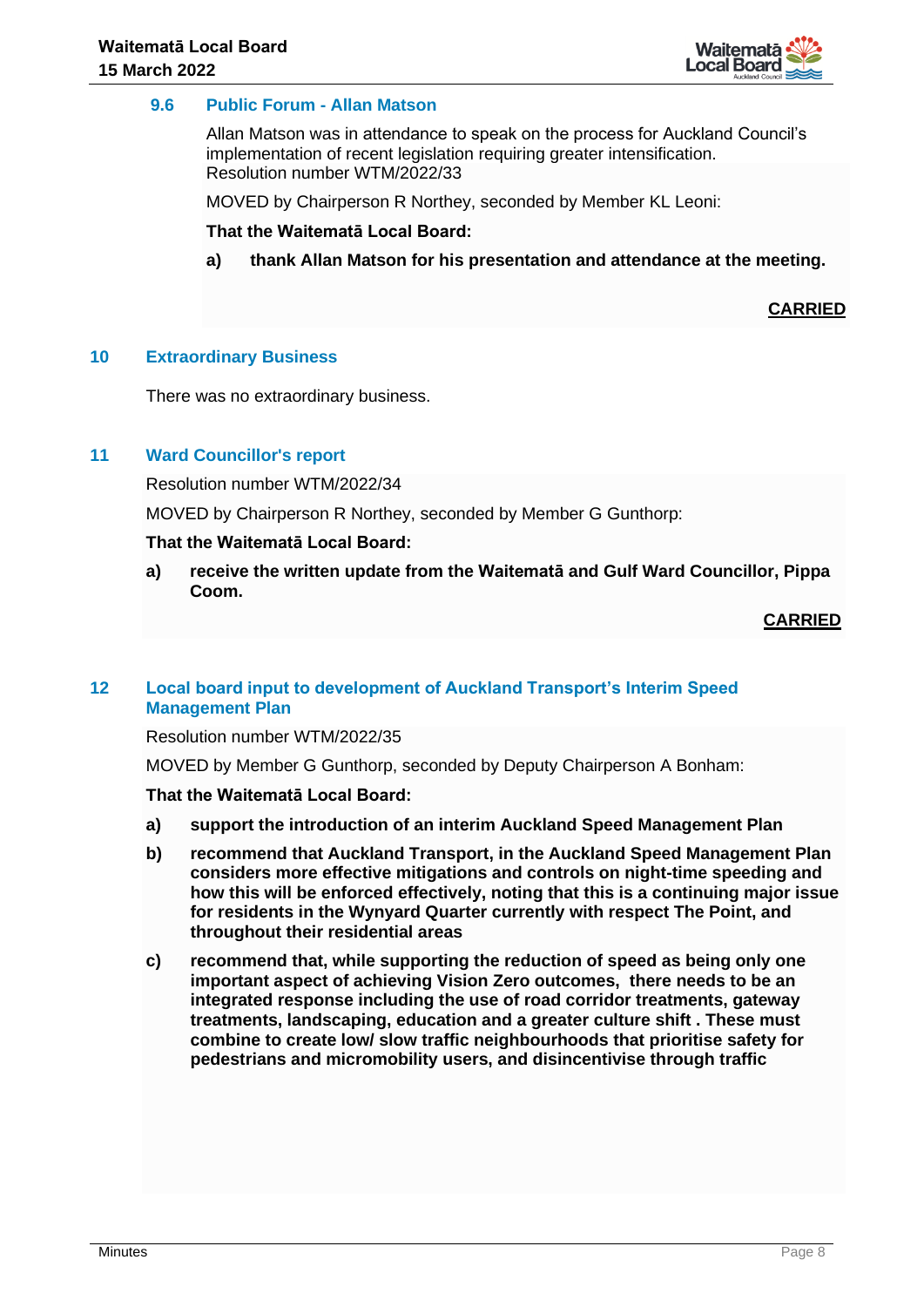### 9.6 Public Forum - Allan Matson

Allan Matson was in attendance to speak on the process for Auckland Council's implementation of recent legislation requiring greater intensification.
Resolution number WTM/2022/33

MOVED by Chairperson R Northey, seconded by Member KL Leoni:

**That the Waitematā Local Board:**

**a) thank Allan Matson for his presentation and attendance at the meeting.**

**CARRIED**

## 10 Extraordinary Business

There was no extraordinary business.

## 11 Ward Councillor's report

Resolution number WTM/2022/34

MOVED by Chairperson R Northey, seconded by Member G Gunthorp:

**That the Waitematā Local Board:**

**a) receive the written update from the Waitematā and Gulf Ward Councillor, Pippa Coom.**

**CARRIED**

## 12 Local board input to development of Auckland Transport's Interim Speed Management Plan

Resolution number WTM/2022/35

MOVED by Member G Gunthorp, seconded by Deputy Chairperson A Bonham:

**That the Waitematā Local Board:**

**a) support the introduction of an interim Auckland Speed Management Plan**

**b) recommend that Auckland Transport, in the Auckland Speed Management Plan considers more effective mitigations and controls on night-time speeding and how this will be enforced effectively, noting that this is a continuing major issue for residents in the Wynyard Quarter currently with respect The Point, and throughout their residential areas**

**c) recommend that, while supporting the reduction of speed as being only one important aspect of achieving Vision Zero outcomes, there needs to be an integrated response including the use of road corridor treatments, gateway treatments, landscaping, education and a greater culture shift . These must combine to create low/ slow traffic neighbourhoods that prioritise safety for pedestrians and micromobility users, and disincentivise through traffic**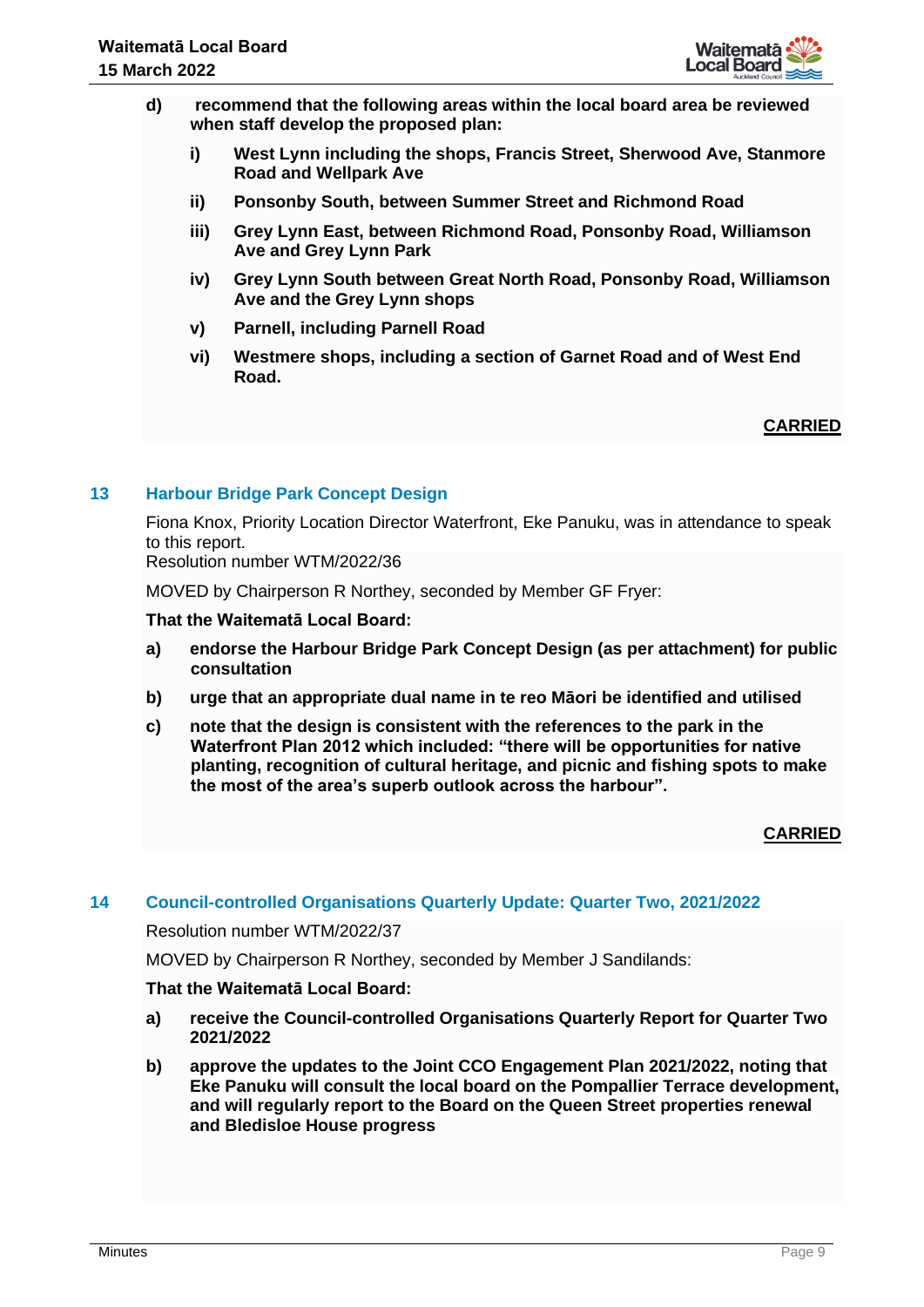**d) recommend that the following areas within the local board area be reviewed when staff develop the proposed plan:**

**i) West Lynn including the shops, Francis Street, Sherwood Ave, Stanmore Road and Wellpark Ave**

**ii) Ponsonby South, between Summer Street and Richmond Road**

**iii) Grey Lynn East, between Richmond Road, Ponsonby Road, Williamson Ave and Grey Lynn Park**

**iv) Grey Lynn South between Great North Road, Ponsonby Road, Williamson Ave and the Grey Lynn shops**

**v) Parnell, including Parnell Road**

**vi) Westmere shops, including a section of Garnet Road and of West End Road.**

**CARRIED**

## 13 Harbour Bridge Park Concept Design

Fiona Knox, Priority Location Director Waterfront, Eke Panuku, was in attendance to speak to this report.

Resolution number WTM/2022/36

MOVED by Chairperson R Northey, seconded by Member GF Fryer:

**That the Waitematā Local Board:**

**a) endorse the Harbour Bridge Park Concept Design (as per attachment) for public consultation**

**b) urge that an appropriate dual name in te reo Māori be identified and utilised**

**c) note that the design is consistent with the references to the park in the Waterfront Plan 2012 which included: "there will be opportunities for native planting, recognition of cultural heritage, and picnic and fishing spots to make the most of the area's superb outlook across the harbour".**

**CARRIED**

## 14 Council-controlled Organisations Quarterly Update: Quarter Two, 2021/2022

Resolution number WTM/2022/37

MOVED by Chairperson R Northey, seconded by Member J Sandilands:

**That the Waitematā Local Board:**

**a) receive the Council-controlled Organisations Quarterly Report for Quarter Two 2021/2022**

**b) approve the updates to the Joint CCO Engagement Plan 2021/2022, noting that Eke Panuku will consult the local board on the Pompallier Terrace development, and will regularly report to the Board on the Queen Street properties renewal and Bledisloe House progress**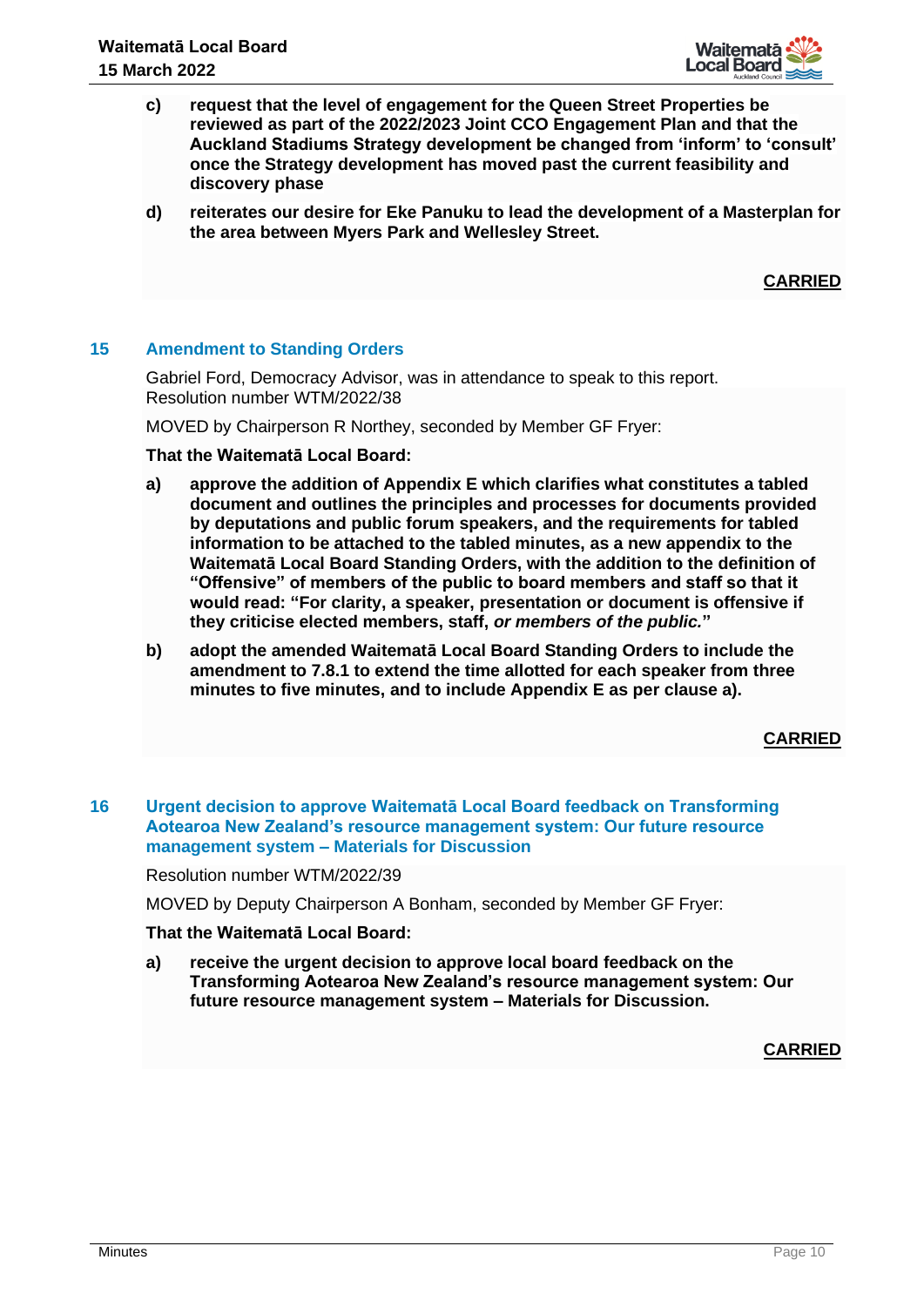c) **request that the level of engagement for the Queen Street Properties be reviewed as part of the 2022/2023 Joint CCO Engagement Plan and that the Auckland Stadiums Strategy development be changed from 'inform' to 'consult' once the Strategy development has moved past the current feasibility and discovery phase**

d) **reiterates our desire for Eke Panuku to lead the development of a Masterplan for the area between Myers Park and Wellesley Street.**

**CARRIED**

## 15 Amendment to Standing Orders

Gabriel Ford, Democracy Advisor, was in attendance to speak to this report.
Resolution number WTM/2022/38

MOVED by Chairperson R Northey, seconded by Member GF Fryer:

**That the Waitematā Local Board:**

a) **approve the addition of Appendix E which clarifies what constitutes a tabled document and outlines the principles and processes for documents provided by deputations and public forum speakers, and the requirements for tabled information to be attached to the tabled minutes, as a new appendix to the Waitematā Local Board Standing Orders, with the addition to the definition of "Offensive" of members of the public to board members and staff so that it would read: "For clarity, a speaker, presentation or document is offensive if they criticise elected members, staff, *or members of the public.*"**

b) **adopt the amended Waitematā Local Board Standing Orders to include the amendment to 7.8.1 to extend the time allotted for each speaker from three minutes to five minutes, and to include Appendix E as per clause a).**

**CARRIED**

## 16 Urgent decision to approve Waitematā Local Board feedback on Transforming Aotearoa New Zealand's resource management system: Our future resource management system – Materials for Discussion

Resolution number WTM/2022/39

MOVED by Deputy Chairperson A Bonham, seconded by Member GF Fryer:

**That the Waitematā Local Board:**

a) **receive the urgent decision to approve local board feedback on the Transforming Aotearoa New Zealand's resource management system: Our future resource management system – Materials for Discussion.**

**CARRIED**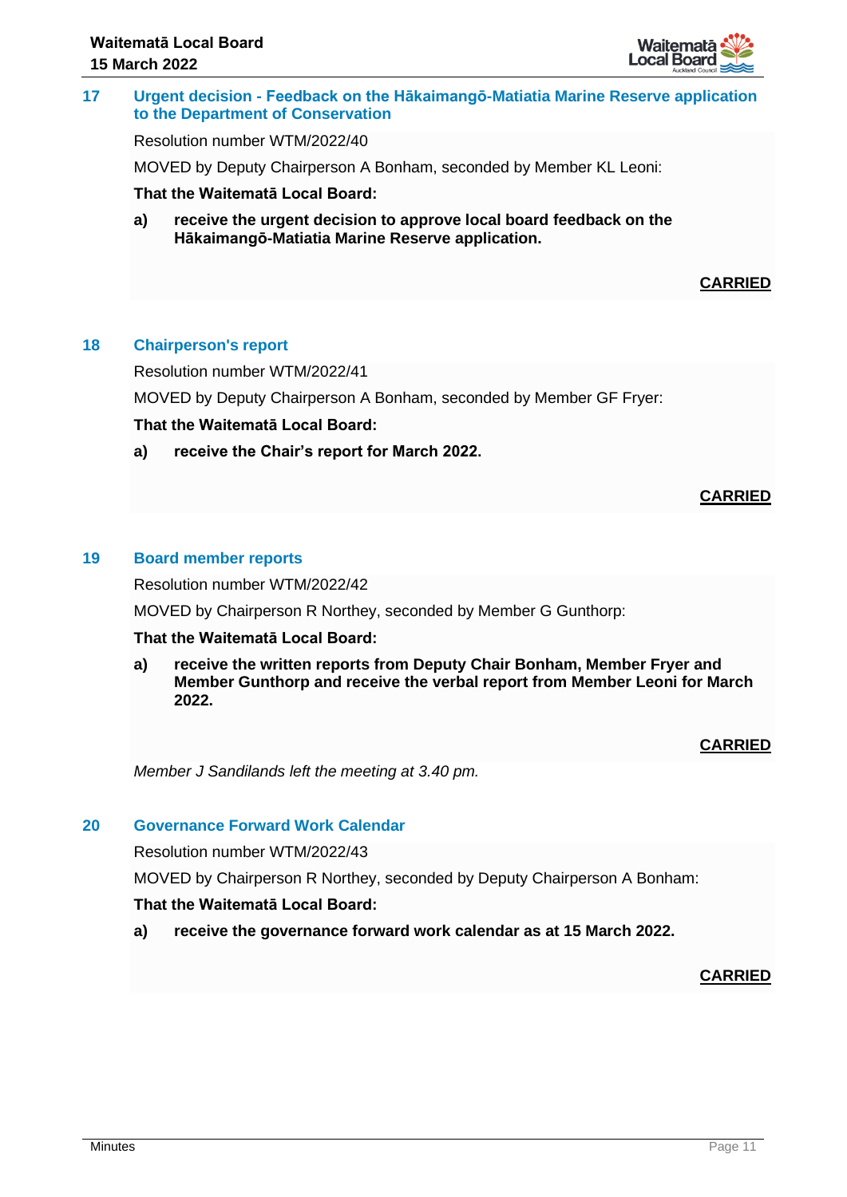## 17 Urgent decision - Feedback on the Hākaimangō-Matiatia Marine Reserve application to the Department of Conservation

Resolution number WTM/2022/40

MOVED by Deputy Chairperson A Bonham, seconded by Member KL Leoni:

**That the Waitematā Local Board:**

**a) receive the urgent decision to approve local board feedback on the Hākaimangō-Matiatia Marine Reserve application.**

**CARRIED**

## 18 Chairperson's report

Resolution number WTM/2022/41

MOVED by Deputy Chairperson A Bonham, seconded by Member GF Fryer:

**That the Waitematā Local Board:**

**a) receive the Chair's report for March 2022.**

**CARRIED**

## 19 Board member reports

Resolution number WTM/2022/42

MOVED by Chairperson R Northey, seconded by Member G Gunthorp:

**That the Waitematā Local Board:**

**a) receive the written reports from Deputy Chair Bonham, Member Fryer and Member Gunthorp and receive the verbal report from Member Leoni for March 2022.**

**CARRIED**

*Member J Sandilands left the meeting at 3.40 pm.*

## 20 Governance Forward Work Calendar

Resolution number WTM/2022/43

MOVED by Chairperson R Northey, seconded by Deputy Chairperson A Bonham:

**That the Waitematā Local Board:**

**a) receive the governance forward work calendar as at 15 March 2022.**

**CARRIED**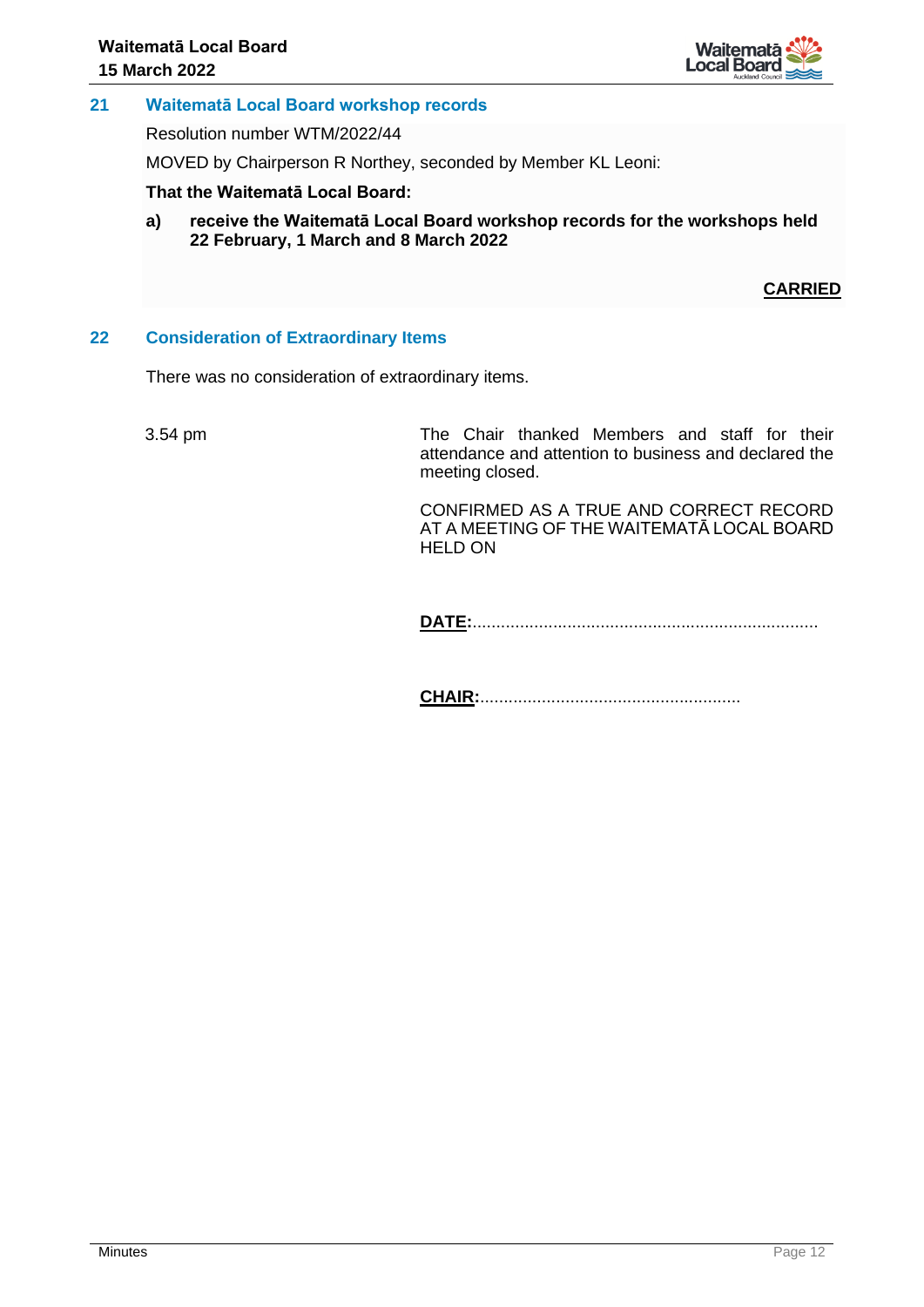## 21 Waitematā Local Board workshop records

Resolution number WTM/2022/44

MOVED by Chairperson R Northey, seconded by Member KL Leoni:

**That the Waitematā Local Board:**

**a) receive the Waitematā Local Board workshop records for the workshops held 22 February, 1 March and 8 March 2022**

**CARRIED**

## 22 Consideration of Extraordinary Items

There was no consideration of extraordinary items.

3.54 pm

The Chair thanked Members and staff for their attendance and attention to business and declared the meeting closed.

CONFIRMED AS A TRUE AND CORRECT RECORD AT A MEETING OF THE WAITEMATĀ LOCAL BOARD HELD ON

**DATE:**.........................................................................

**CHAIR:**.......................................................